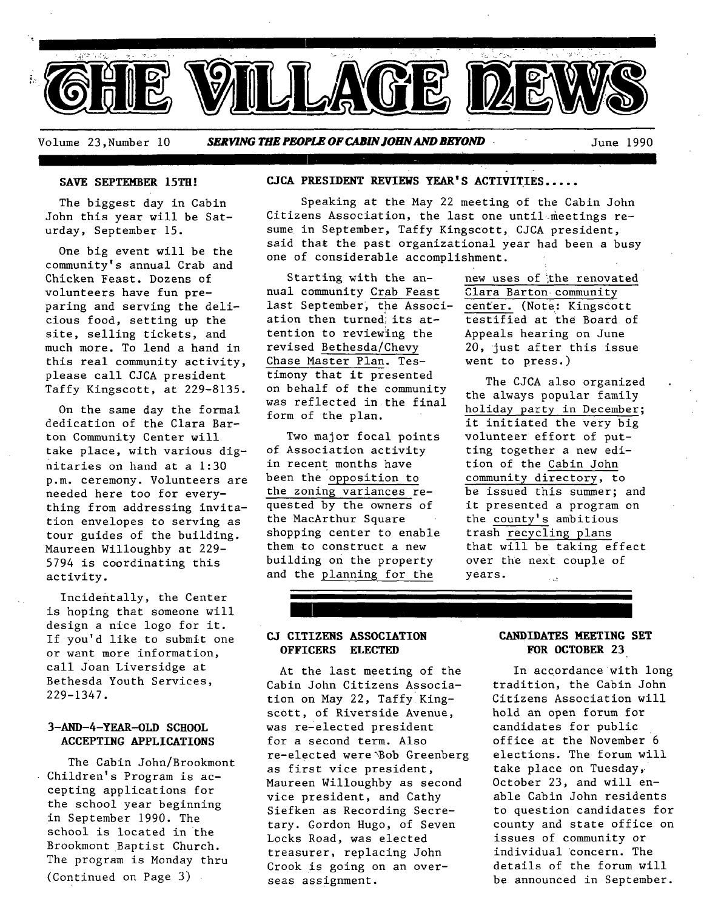# THE VILLAGE NEWS

Volume 23, Number 10 — ***SERVING THE PEOPLE OF CABIN JOHN AND BEYOND*** — June 1990

## SAVE SEPTEMBER 15TH!

The biggest day in Cabin John this year will be Saturday, September 15.

One big event will be the community's annual Crab and Chicken Feast. Dozens of volunteers have fun preparing and serving the delicious food, setting up the site, selling tickets, and much more. To lend a hand in this real community activity, please call CJCA president Taffy Kingscott, at 229-8135.

On the same day the formal dedication of the Clara Barton Community Center will take place, with various dignitaries on hand at a 1:30 p.m. ceremony. Volunteers are needed here too for everything from addressing invitation envelopes to serving as tour guides of the building. Maureen Willoughby at 229-5794 is coordinating this activity.

Incidentally, the Center is hoping that someone will design a nice logo for it. If you'd like to submit one or want more information, call Joan Liversidge at Bethesda Youth Services, 229-1347.

## 3-AND-4-YEAR-OLD SCHOOL ACCEPTING APPLICATIONS

The Cabin John/Brookmont Children's Program is accepting applications for the school year beginning in September 1990. The school is located in the Brookmont Baptist Church. The program is Monday thru

(Continued on Page 3)

## CJCA PRESIDENT REVIEWS YEAR'S ACTIVITIES.....

Speaking at the May 22 meeting of the Cabin John Citizens Association, the last one until meetings resume in September, Taffy Kingscott, CJCA president, said that the past organizational year had been a busy one of considerable accomplishment.

Starting with the annual community Crab Feast last September, the Association then turned its attention to reviewing the revised Bethesda/Chevy Chase Master Plan. Testimony that it presented on behalf of the community was reflected in the final form of the plan.

Two major focal points of Association activity in recent months have been the opposition to the zoning variances requested by the owners of the MacArthur Square shopping center to enable them to construct a new building on the property and the planning for the new uses of the renovated Clara Barton community center. (Note: Kingscott testified at the Board of Appeals hearing on June 20, just after this issue went to press.)

The CJCA also organized the always popular family holiday party in December; it initiated the very big volunteer effort of putting together a new edition of the Cabin John community directory, to be issued this summer; and it presented a program on the county's ambitious trash recycling plans that will be taking effect over the next couple of years.

## CJ CITIZENS ASSOCIATION OFFICERS ELECTED

At the last meeting of the Cabin John Citizens Association on May 22, Taffy Kingscott, of Riverside Avenue, was re-elected president for a second term. Also re-elected were Bob Greenberg as first vice president, Maureen Willoughby as second vice president, and Cathy Siefken as Recording Secretary. Gordon Hugo, of Seven Locks Road, was elected treasurer, replacing John Crook is going on an overseas assignment.

## CANDIDATES MEETING SET FOR OCTOBER 23

In accordance with long tradition, the Cabin John Citizens Association will hold an open forum for candidates for public office at the November 6 elections. The forum will take place on Tuesday, October 23, and will enable Cabin John residents to question candidates for county and state office on issues of community or individual concern. The details of the forum will be announced in September.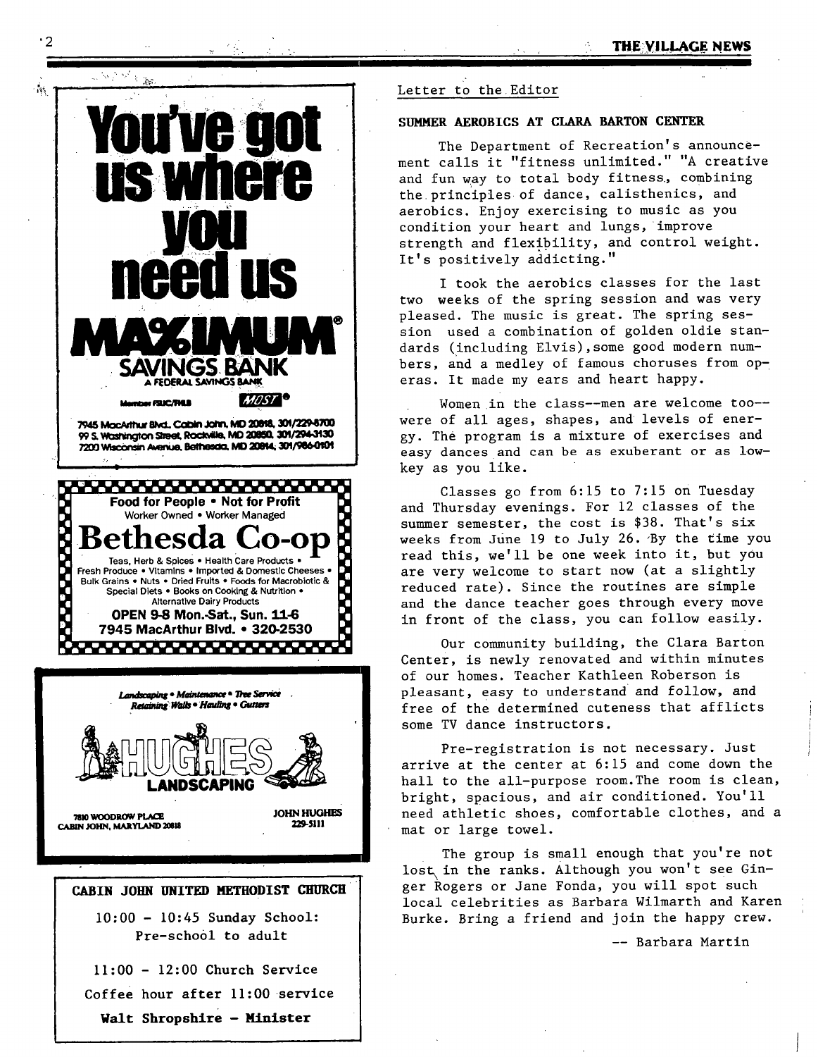You've got us where you need us

**MAXIMUM®**

**SAVINGS BANK**

A FEDERAL SAVINGS BANK

Member FSLIC/FHLB MOST®

7945 MacArthur Blvd., Cabin John, MD 20818, 301/229-8700
99 S. Washington Street, Rockville, MD 20850, 301/294-3130
7200 Wisconsin Avenue, Bethesda, MD 20814, 301/986-0101

---

**Food for People • Not for Profit**

Worker Owned • Worker Managed

# Bethesda Co-op

Teas, Herb & Spices • Health Care Products • Fresh Produce • Vitamins • Imported & Domestic Cheeses • Bulk Grains • Nuts • Dried Fruits • Foods for Macrobiotic & Special Diets • Books on Cooking & Nutrition • Alternative Dairy Products

**OPEN 9-8 Mon.-Sat., Sun. 11-6**

**7945 MacArthur Blvd. • 320-2530**

---

*Landscaping • Maintenance • Tree Service*
*Retaining Walls • Hauling • Gutters*

**HUGHES LANDSCAPING**

7810 WOODROW PLACE
CABIN JOHN, MARYLAND 20818

JOHN HUGHES
229-5111

---

**CABIN JOHN UNITED METHODIST CHURCH**

10:00 - 10:45 Sunday School: Pre-school to adult

11:00 - 12:00 Church Service

Coffee hour after 11:00 service

**Walt Shropshire - Minister**

---

Letter to the Editor

**SUMMER AEROBICS AT CLARA BARTON CENTER**

The Department of Recreation's announcement calls it "fitness unlimited." "A creative and fun way to total body fitness, combining the principles of dance, calisthenics, and aerobics. Enjoy exercising to music as you condition your heart and lungs, improve strength and flexibility, and control weight. It's positively addicting."

I took the aerobics classes for the last two weeks of the spring session and was very pleased. The music is great. The spring session used a combination of golden oldie standards (including Elvis), some good modern numbers, and a medley of famous choruses from operas. It made my ears and heart happy.

Women in the class--men are welcome too--were of all ages, shapes, and levels of energy. The program is a mixture of exercises and easy dances and can be as exuberant or as low-key as you like.

Classes go from 6:15 to 7:15 on Tuesday and Thursday evenings. For 12 classes of the summer semester, the cost is $38. That's six weeks from June 19 to July 26. By the time you read this, we'll be one week into it, but you are very welcome to start now (at a slightly reduced rate). Since the routines are simple and the dance teacher goes through every move in front of the class, you can follow easily.

Our community building, the Clara Barton Center, is newly renovated and within minutes of our homes. Teacher Kathleen Roberson is pleasant, easy to understand and follow, and free of the determined cuteness that afflicts some TV dance instructors.

Pre-registration is not necessary. Just arrive at the center at 6:15 and come down the hall to the all-purpose room. The room is clean, bright, spacious, and air conditioned. You'll need athletic shoes, comfortable clothes, and a mat or large towel.

The group is small enough that you're not lost in the ranks. Although you won't see Ginger Rogers or Jane Fonda, you will spot such local celebrities as Barbara Wilmarth and Karen Burke. Bring a friend and join the happy crew.

-- Barbara Martin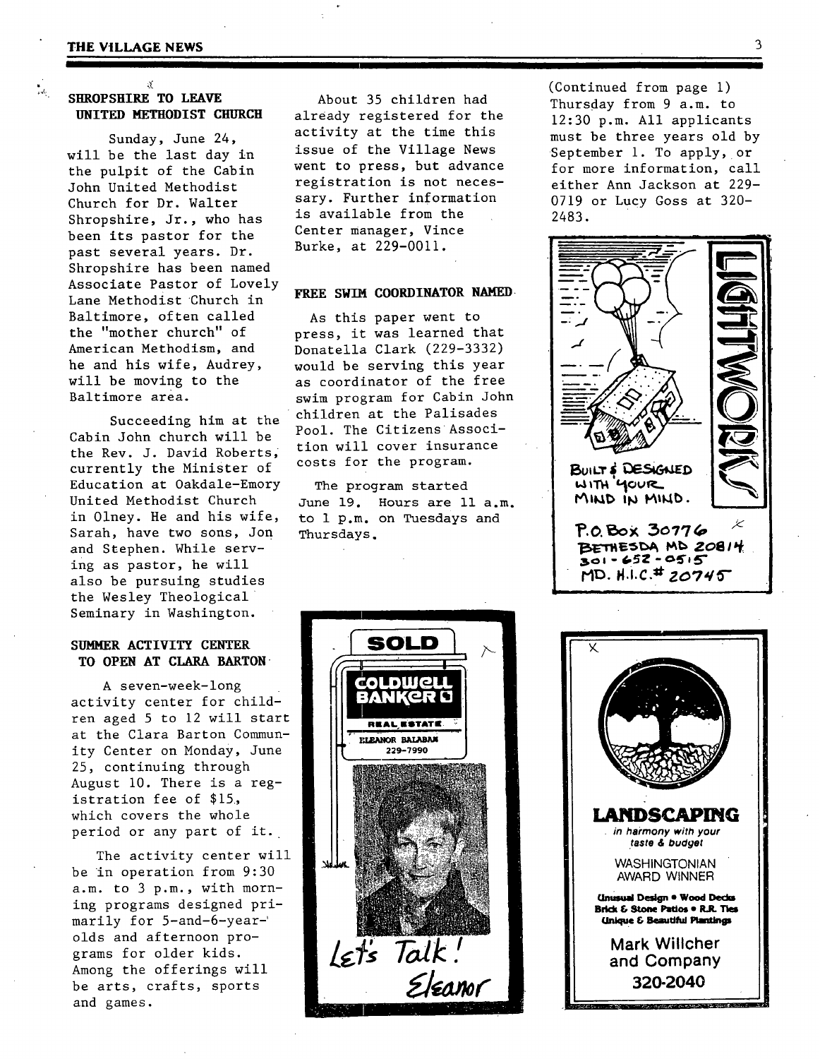## SHROPSHIRE TO LEAVE UNITED METHODIST CHURCH

Sunday, June 24, will be the last day in the pulpit of the Cabin John United Methodist Church for Dr. Walter Shropshire, Jr., who has been its pastor for the past several years. Dr. Shropshire has been named Associate Pastor of Lovely Lane Methodist Church in Baltimore, often called the "mother church" of American Methodism, and he and his wife, Audrey, will be moving to the Baltimore area.

Succeeding him at the Cabin John church will be the Rev. J. David Roberts, currently the Minister of Education at Oakdale-Emory United Methodist Church in Olney. He and his wife, Sarah, have two sons, Jon and Stephen. While serving as pastor, he will also be pursuing studies the Wesley Theological Seminary in Washington.

## SUMMER ACTIVITY CENTER TO OPEN AT CLARA BARTON

A seven-week-long activity center for children aged 5 to 12 will start at the Clara Barton Community Center on Monday, June 25, continuing through August 10. There is a registration fee of $15, which covers the whole period or any part of it.

The activity center will be in operation from 9:30 a.m. to 3 p.m., with morning programs designed primarily for 5-and-6-year-olds and afternoon programs for older kids. Among the offerings will be arts, crafts, sports and games.

About 35 children had already registered for the activity at the time this issue of the Village News went to press, but advance registration is not necessary. Further information is available from the Center manager, Vince Burke, at 229-0011.

## FREE SWIM COORDINATOR NAMED

As this paper went to press, it was learned that Donatella Clark (229-3332) would be serving this year as coordinator of the free swim program for Cabin John children at the Palisades Pool. The Citizens Association will cover insurance costs for the program.

The program started June 19. Hours are 11 a.m. to 1 p.m. on Tuesdays and Thursdays.

(Continued from page 1) Thursday from 9 a.m. to 12:30 p.m. All applicants must be three years old by September 1. To apply, or for more information, call either Ann Jackson at 229-0719 or Lucy Goss at 320-2483.

---

SOLD

COLDWELL BANKER

REAL ESTATE

ELEANOR BALABAN 229-7990

Let's Talk!

Eleanor

---

LIGHTWORKS

BUILT & DESIGNED WITH YOUR MIND IN MIND.

P.O. Box 30776
BETHESDA MD 20814
301-652-0515
MD. H.I.C.# 20745

---

**LANDSCAPING**

*in harmony with your taste & budget*

WASHINGTONIAN AWARD WINNER

**Unusual Design • Wood Decks**
**Brick & Stone Patios • R.R. Ties**
**Unique & Beautiful Plantings**

Mark Willcher and Company

320-2040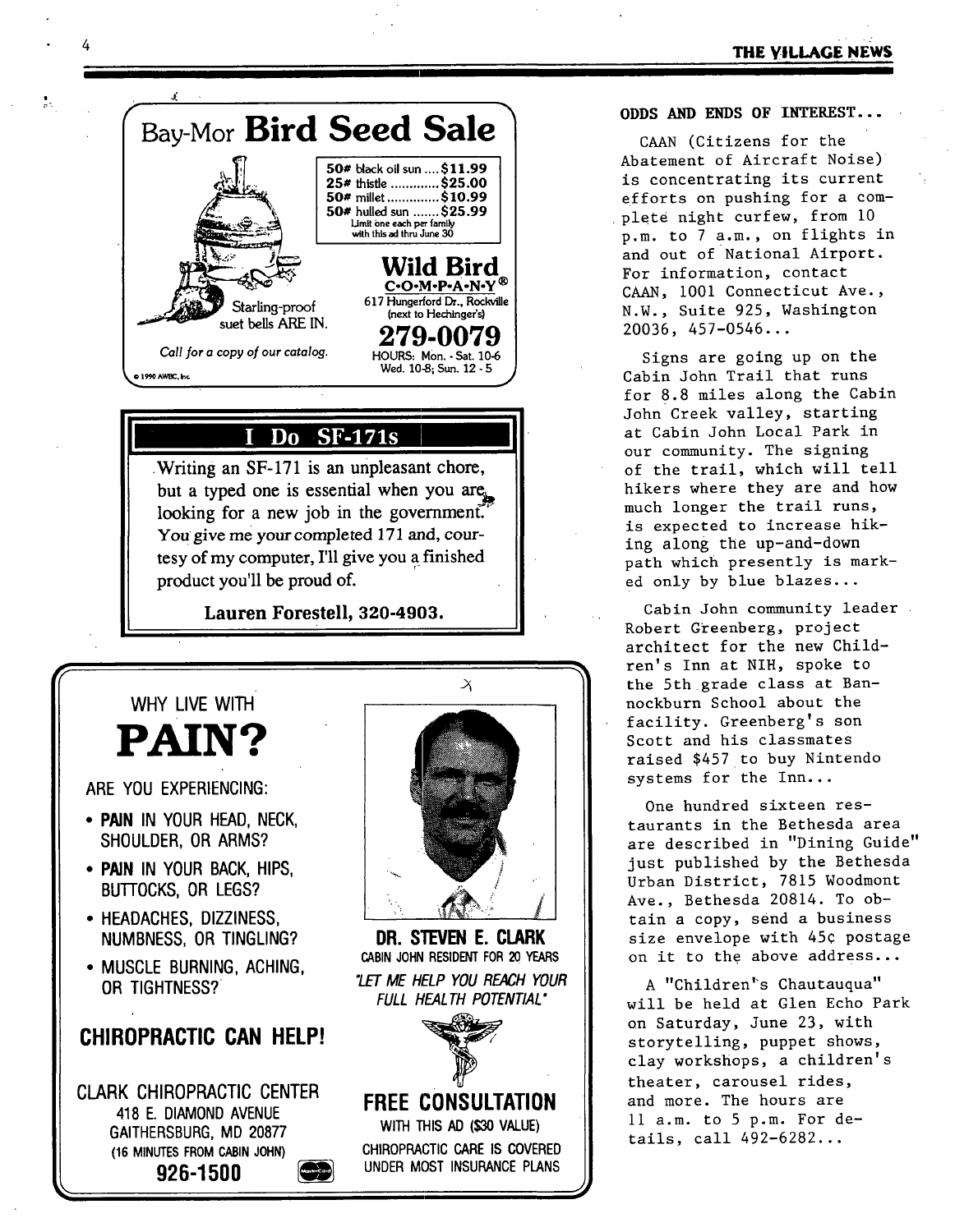## Bay-Mor Bird Seed Sale

| | |
|---|---|
| 50# black oil sun | $11.99 |
| 25# thistle | $25.00 |
| 50# millet | $10.99 |
| 50# hulled sun | $25.99 |

Limit one each per family with this ad thru June 30

Starling-proof suet bells ARE IN.

*Call for a copy of our catalog.*

**Wild Bird C·O·M·P·A·N·Y®**

617 Hungerford Dr., Rockville (next to Hechinger's)

**279-0079**

HOURS: Mon. - Sat. 10-6 Wed. 10-8; Sun. 12 - 5

© 1990 AWBC, Inc.

## I Do SF-171s

Writing an SF-171 is an unpleasant chore, but a typed one is essential when you are looking for a new job in the government. You give me your completed 171 and, courtesy of my computer, I'll give you a finished product you'll be proud of.

**Lauren Forestell, 320-4903.**

WHY LIVE WITH

# PAIN?

ARE YOU EXPERIENCING:

- **PAIN** IN YOUR HEAD, NECK, SHOULDER, OR ARMS?
- **PAIN** IN YOUR BACK, HIPS, BUTTOCKS, OR LEGS?
- HEADACHES, DIZZINESS, NUMBNESS, OR TINGLING?
- MUSCLE BURNING, ACHING, OR TIGHTNESS?

**CHIROPRACTIC CAN HELP!**

CLARK CHIROPRACTIC CENTER
418 E. DIAMOND AVENUE
GAITHERSBURG, MD 20877
(16 MINUTES FROM CABIN JOHN)
**926-1500**

**DR. STEVEN E. CLARK**
CABIN JOHN RESIDENT FOR 20 YEARS

*"LET ME HELP YOU REACH YOUR FULL HEALTH POTENTIAL"*

**FREE CONSULTATION**
WITH THIS AD ($30 VALUE)
CHIROPRACTIC CARE IS COVERED UNDER MOST INSURANCE PLANS

**ODDS AND ENDS OF INTEREST...**

CAAN (Citizens for the Abatement of Aircraft Noise) is concentrating its current efforts on pushing for a complete night curfew, from 10 p.m. to 7 a.m., on flights in and out of National Airport. For information, contact CAAN, 1001 Connecticut Ave., N.W., Suite 925, Washington 20036, 457-0546...

Signs are going up on the Cabin John Trail that runs for 8.8 miles along the Cabin John Creek valley, starting at Cabin John Local Park in our community. The signing of the trail, which will tell hikers where they are and how much longer the trail runs, is expected to increase hiking along the up-and-down path which presently is marked only by blue blazes...

Cabin John community leader Robert Greenberg, project architect for the new Children's Inn at NIH, spoke to the 5th grade class at Bannockburn School about the facility. Greenberg's son Scott and his classmates raised $457 to buy Nintendo systems for the Inn...

One hundred sixteen restaurants in the Bethesda area are described in "Dining Guide" just published by the Bethesda Urban District, 7815 Woodmont Ave., Bethesda 20814. To obtain a copy, send a business size envelope with 45¢ postage on it to the above address...

A "Children's Chautauqua" will be held at Glen Echo Park on Saturday, June 23, with storytelling, puppet shows, clay workshops, a children's theater, carousel rides, and more. The hours are 11 a.m. to 5 p.m. For details, call 492-6282...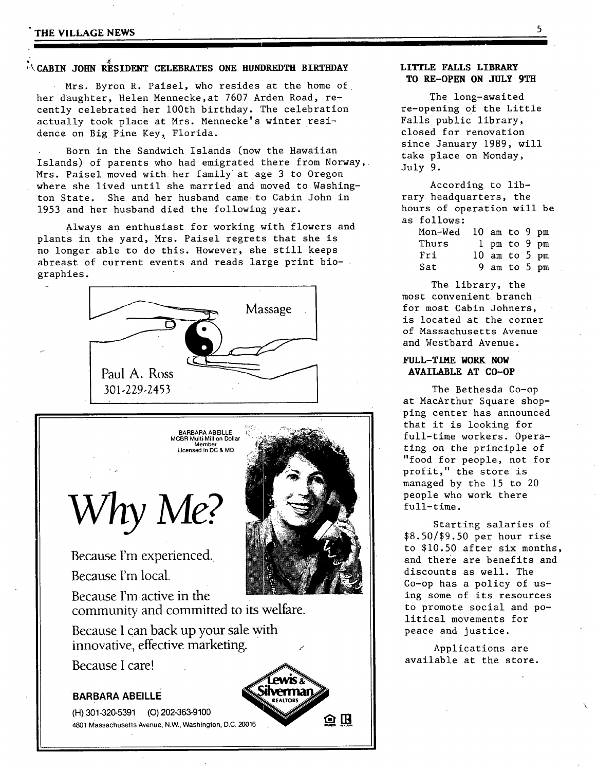## CABIN JOHN RESIDENT CELEBRATES ONE HUNDREDTH BIRTHDAY

Mrs. Byron R. Paisel, who resides at the home of her daughter, Helen Mennecke, at 7607 Arden Road, recently celebrated her 100th birthday. The celebration actually took place at Mrs. Mennecke's winter residence on Big Pine Key, Florida.

Born in the Sandwich Islands (now the Hawaiian Islands) of parents who had emigrated there from Norway, Mrs. Paisel moved with her family at age 3 to Oregon where she lived until she married and moved to Washington State. She and her husband came to Cabin John in 1953 and her husband died the following year.

Always an enthusiast for working with flowers and plants in the yard, Mrs. Paisel regrets that she is no longer able to do this. However, she still keeps abreast of current events and reads large print biographies.

Massage

Paul A. Ross
301-229-2453

BARBARA ABEILLE
MCBR Multi-Million Dollar Member
Licensed in DC & MD

*Why Me?*

Because I'm experienced.

Because I'm local.

Because I'm active in the community and committed to its welfare.

Because I can back up your sale with innovative, effective marketing.

Because I care!

**BARBARA ABEILLE**

(H) 301-320-5391 (O) 202-363-9100
4801 Massachusetts Avenue, N.W., Washington, D.C. 20016

Lewis & Silverman REALTORS

## LITTLE FALLS LIBRARY TO RE-OPEN ON JULY 9TH

The long-awaited re-opening of the Little Falls public library, closed for renovation since January 1989, will take place on Monday, July 9.

According to library headquarters, the hours of operation will be as follows:

| | |
|---|---|
| Mon-Wed | 10 am to 9 pm |
| Thurs | 1 pm to 9 pm |
| Fri | 10 am to 5 pm |
| Sat | 9 am to 5 pm |

The library, the most convenient branch for most Cabin Johners, is located at the corner of Massachusetts Avenue and Westbard Avenue.

## FULL-TIME WORK NOW AVAILABLE AT CO-OP

The Bethesda Co-op at MacArthur Square shopping center has announced that it is looking for full-time workers. Operating on the principle of "food for people, not for profit," the store is managed by the 15 to 20 people who work there full-time.

Starting salaries of $8.50/$9.50 per hour rise to $10.50 after six months, and there are benefits and discounts as well. The Co-op has a policy of using some of its resources to promote social and political movements for peace and justice.

Applications are available at the store.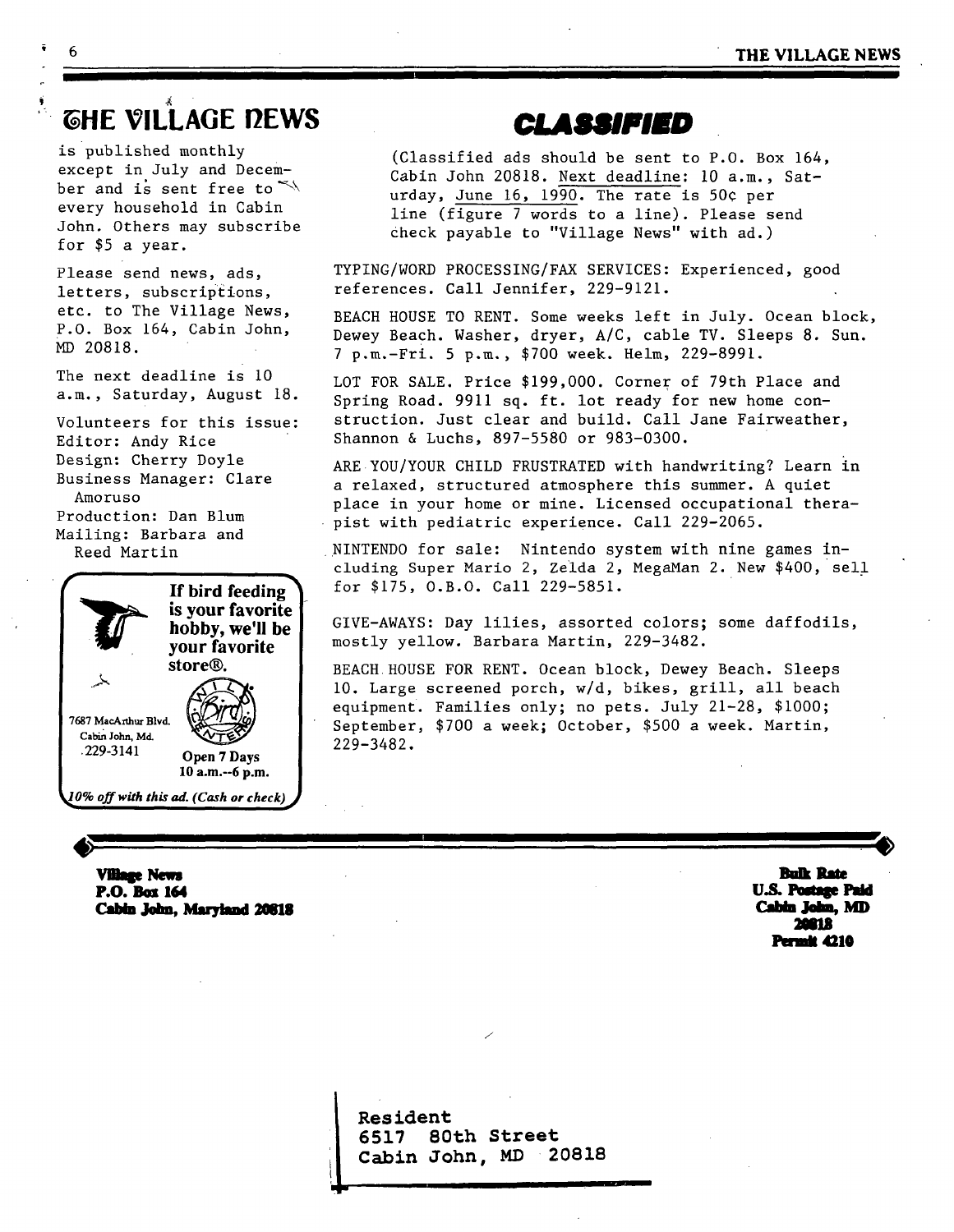# THE VILLAGE NEWS

is published monthly except in July and December and is sent free to every household in Cabin John. Others may subscribe for $5 a year.

Please send news, ads, letters, subscriptions, etc. to The Village News, P.O. Box 164, Cabin John, MD 20818.

The next deadline is 10 a.m., Saturday, August 18.

Volunteers for this issue:
Editor: Andy Rice
Design: Cherry Doyle
Business Manager: Clare Amoruso
Production: Dan Blum
Mailing: Barbara and Reed Martin

**If bird feeding is your favorite hobby, we'll be your favorite store®.**

Wild Bird Centers

7687 MacArthur Blvd.
Cabin John, Md.
229-3141

**Open 7 Days**
**10 a.m.--6 p.m.**

*10% off with this ad. (Cash or check)*

# CLASSIFIED

(Classified ads should be sent to P.O. Box 164, Cabin John 20818. Next deadline: 10 a.m., Saturday, June 16, 1990. The rate is 50¢ per line (figure 7 words to a line). Please send check payable to "Village News" with ad.)

TYPING/WORD PROCESSING/FAX SERVICES: Experienced, good references. Call Jennifer, 229-9121.

BEACH HOUSE TO RENT. Some weeks left in July. Ocean block, Dewey Beach. Washer, dryer, A/C, cable TV. Sleeps 8. Sun. 7 p.m.-Fri. 5 p.m., $700 week. Helm, 229-8991.

LOT FOR SALE. Price $199,000. Corner of 79th Place and Spring Road. 9911 sq. ft. lot ready for new home construction. Just clear and build. Call Jane Fairweather, Shannon & Luchs, 897-5580 or 983-0300.

ARE YOU/YOUR CHILD FRUSTRATED with handwriting? Learn in a relaxed, structured atmosphere this summer. A quiet place in your home or mine. Licensed occupational therapist with pediatric experience. Call 229-2065.

NINTENDO for sale: Nintendo system with nine games including Super Mario 2, Zelda 2, MegaMan 2. New $400, sell for $175, O.B.O. Call 229-5851.

GIVE-AWAYS: Day lilies, assorted colors; some daffodils, mostly yellow. Barbara Martin, 229-3482.

BEACH HOUSE FOR RENT. Ocean block, Dewey Beach. Sleeps 10. Large screened porch, w/d, bikes, grill, all beach equipment. Families only; no pets. July 21-28, $1000; September, $700 a week; October, $500 a week. Martin, 229-3482.

---

**Village News**
**P.O. Box 164**
**Cabin John, Maryland 20818**

**Bulk Rate**
**U.S. Postage Paid**
**Cabin John, MD**
**20818**
**Permit 4210**

Resident
6517 80th Street
Cabin John, MD 20818